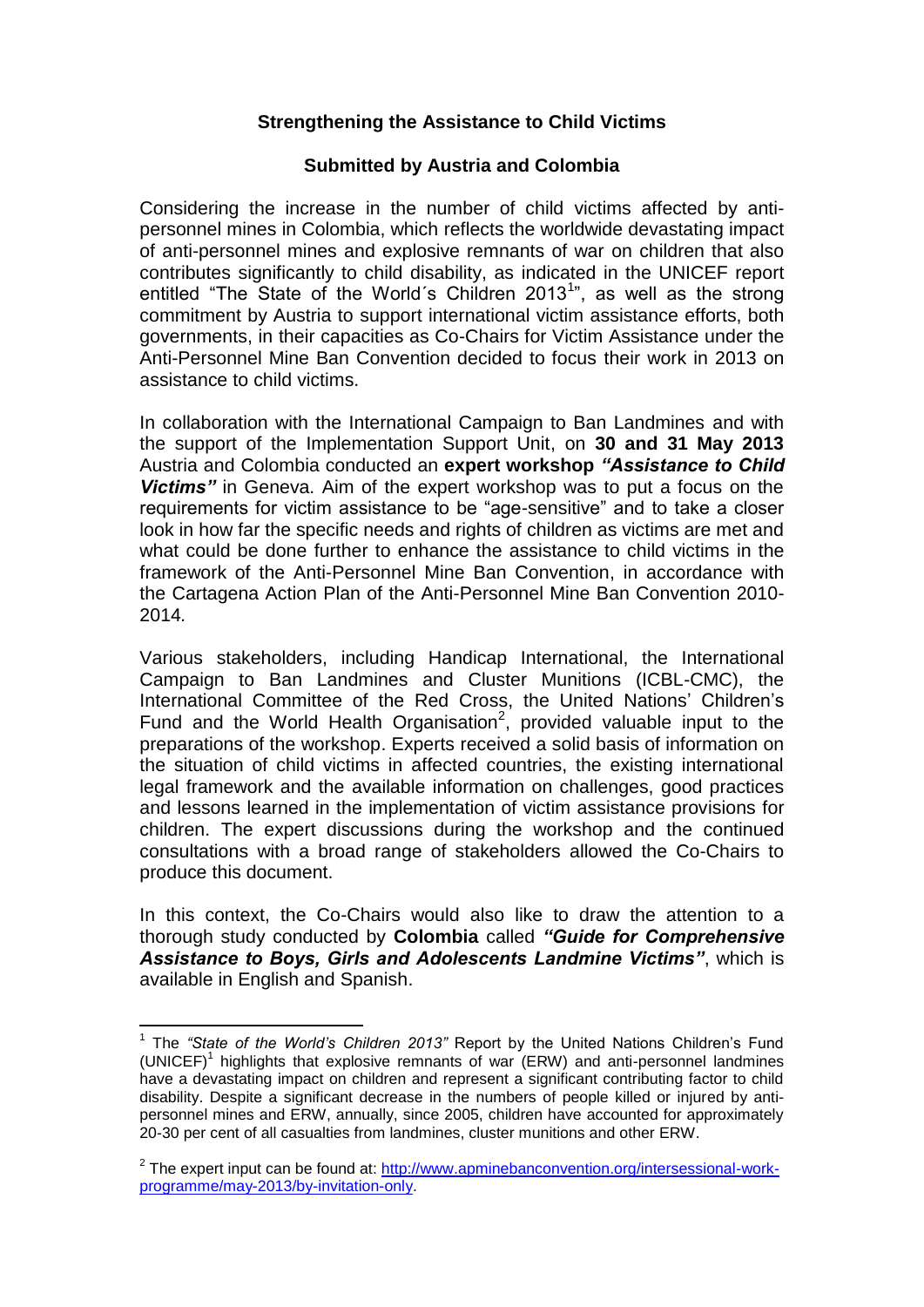**Strengthening the Assistance to Child Victims**

**Submitted by Austria and Colombia**

Considering the increase in the number of child victims affected by anti-personnel mines in Colombia, which reflects the worldwide devastating impact of anti-personnel mines and explosive remnants of war on children that also contributes significantly to child disability, as indicated in the UNICEF report entitled "The State of the World´s Children 2013[1]", as well as the strong commitment by Austria to support international victim assistance efforts, both governments, in their capacities as Co-Chairs for Victim Assistance under the Anti-Personnel Mine Ban Convention decided to focus their work in 2013 on assistance to child victims.

In collaboration with the International Campaign to Ban Landmines and with the support of the Implementation Support Unit, on **30 and 31 May 2013** Austria and Colombia conducted an **expert workshop *"Assistance to Child Victims"*** in Geneva. Aim of the expert workshop was to put a focus on the requirements for victim assistance to be "age-sensitive" and to take a closer look in how far the specific needs and rights of children as victims are met and what could be done further to enhance the assistance to child victims in the framework of the Anti-Personnel Mine Ban Convention, in accordance with the Cartagena Action Plan of the Anti-Personnel Mine Ban Convention 2010-2014.

Various stakeholders, including Handicap International, the International Campaign to Ban Landmines and Cluster Munitions (ICBL-CMC), the International Committee of the Red Cross, the United Nations' Children's Fund and the World Health Organisation[2], provided valuable input to the preparations of the workshop. Experts received a solid basis of information on the situation of child victims in affected countries, the existing international legal framework and the available information on challenges, good practices and lessons learned in the implementation of victim assistance provisions for children. The expert discussions during the workshop and the continued consultations with a broad range of stakeholders allowed the Co-Chairs to produce this document.

In this context, the Co-Chairs would also like to draw the attention to a thorough study conducted by **Colombia** called ***"Guide for Comprehensive Assistance to Boys, Girls and Adolescents Landmine Victims"***, which is available in English and Spanish.

---

[1] The *"State of the World's Children 2013"* Report by the United Nations Children's Fund (UNICEF)[1] highlights that explosive remnants of war (ERW) and anti-personnel landmines have a devastating impact on children and represent a significant contributing factor to child disability. Despite a significant decrease in the numbers of people killed or injured by anti-personnel mines and ERW, annually, since 2005, children have accounted for approximately 20-30 per cent of all casualties from landmines, cluster munitions and other ERW.

[2] The expert input can be found at: http://www.apminebanconvention.org/intersessional-work-programme/may-2013/by-invitation-only.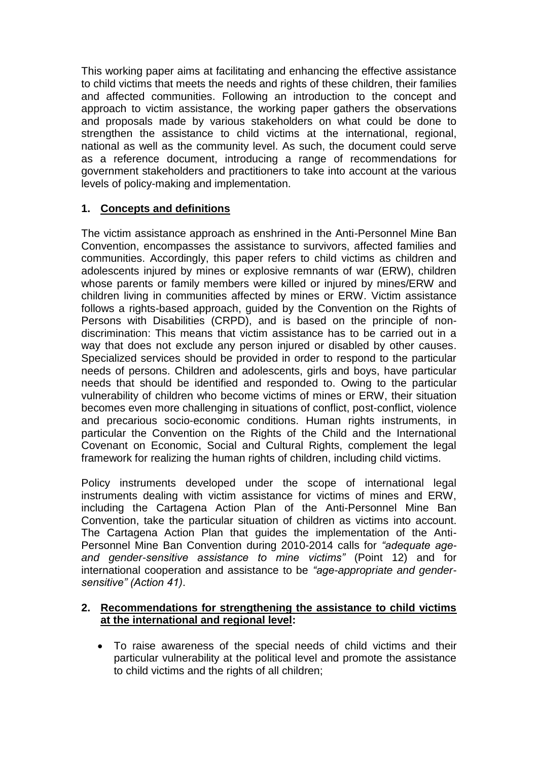This working paper aims at facilitating and enhancing the effective assistance to child victims that meets the needs and rights of these children, their families and affected communities. Following an introduction to the concept and approach to victim assistance, the working paper gathers the observations and proposals made by various stakeholders on what could be done to strengthen the assistance to child victims at the international, regional, national as well as the community level. As such, the document could serve as a reference document, introducing a range of recommendations for government stakeholders and practitioners to take into account at the various levels of policy-making and implementation.

## 1. Concepts and definitions

The victim assistance approach as enshrined in the Anti-Personnel Mine Ban Convention, encompasses the assistance to survivors, affected families and communities. Accordingly, this paper refers to child victims as children and adolescents injured by mines or explosive remnants of war (ERW), children whose parents or family members were killed or injured by mines/ERW and children living in communities affected by mines or ERW. Victim assistance follows a rights-based approach, guided by the Convention on the Rights of Persons with Disabilities (CRPD), and is based on the principle of non-discrimination: This means that victim assistance has to be carried out in a way that does not exclude any person injured or disabled by other causes. Specialized services should be provided in order to respond to the particular needs of persons. Children and adolescents, girls and boys, have particular needs that should be identified and responded to. Owing to the particular vulnerability of children who become victims of mines or ERW, their situation becomes even more challenging in situations of conflict, post-conflict, violence and precarious socio-economic conditions. Human rights instruments, in particular the Convention on the Rights of the Child and the International Covenant on Economic, Social and Cultural Rights, complement the legal framework for realizing the human rights of children, including child victims.

Policy instruments developed under the scope of international legal instruments dealing with victim assistance for victims of mines and ERW, including the Cartagena Action Plan of the Anti-Personnel Mine Ban Convention, take the particular situation of children as victims into account. The Cartagena Action Plan that guides the implementation of the Anti-Personnel Mine Ban Convention during 2010-2014 calls for *"adequate age- and gender-sensitive assistance to mine victims"* (Point 12) and for international cooperation and assistance to be *"age-appropriate and gender-sensitive" (Action 41)*.

## 2. Recommendations for strengthening the assistance to child victims at the international and regional level:

- To raise awareness of the special needs of child victims and their particular vulnerability at the political level and promote the assistance to child victims and the rights of all children;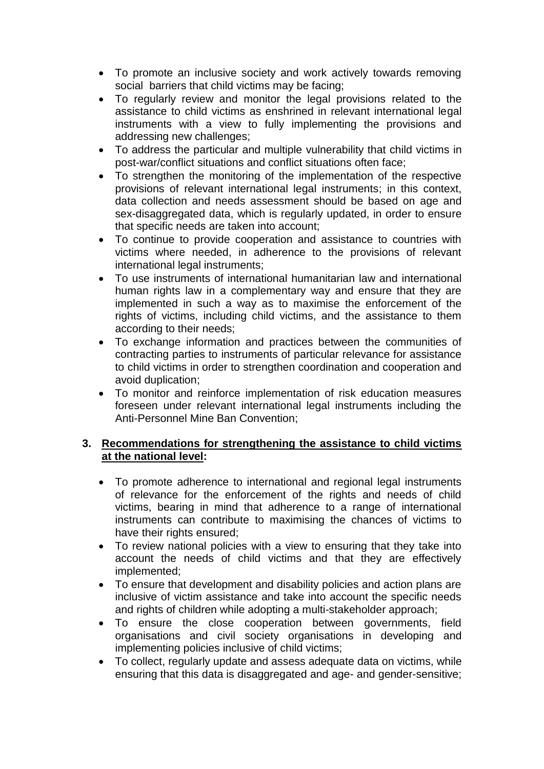- To promote an inclusive society and work actively towards removing social barriers that child victims may be facing;
- To regularly review and monitor the legal provisions related to the assistance to child victims as enshrined in relevant international legal instruments with a view to fully implementing the provisions and addressing new challenges;
- To address the particular and multiple vulnerability that child victims in post-war/conflict situations and conflict situations often face;
- To strengthen the monitoring of the implementation of the respective provisions of relevant international legal instruments; in this context, data collection and needs assessment should be based on age and sex-disaggregated data, which is regularly updated, in order to ensure that specific needs are taken into account;
- To continue to provide cooperation and assistance to countries with victims where needed, in adherence to the provisions of relevant international legal instruments;
- To use instruments of international humanitarian law and international human rights law in a complementary way and ensure that they are implemented in such a way as to maximise the enforcement of the rights of victims, including child victims, and the assistance to them according to their needs;
- To exchange information and practices between the communities of contracting parties to instruments of particular relevance for assistance to child victims in order to strengthen coordination and cooperation and avoid duplication;
- To monitor and reinforce implementation of risk education measures foreseen under relevant international legal instruments including the Anti-Personnel Mine Ban Convention;

**3. <u>Recommendations for strengthening the assistance to child victims at the national level</u>:**

- To promote adherence to international and regional legal instruments of relevance for the enforcement of the rights and needs of child victims, bearing in mind that adherence to a range of international instruments can contribute to maximising the chances of victims to have their rights ensured;
- To review national policies with a view to ensuring that they take into account the needs of child victims and that they are effectively implemented;
- To ensure that development and disability policies and action plans are inclusive of victim assistance and take into account the specific needs and rights of children while adopting a multi-stakeholder approach;
- To ensure the close cooperation between governments, field organisations and civil society organisations in developing and implementing policies inclusive of child victims;
- To collect, regularly update and assess adequate data on victims, while ensuring that this data is disaggregated and age- and gender-sensitive;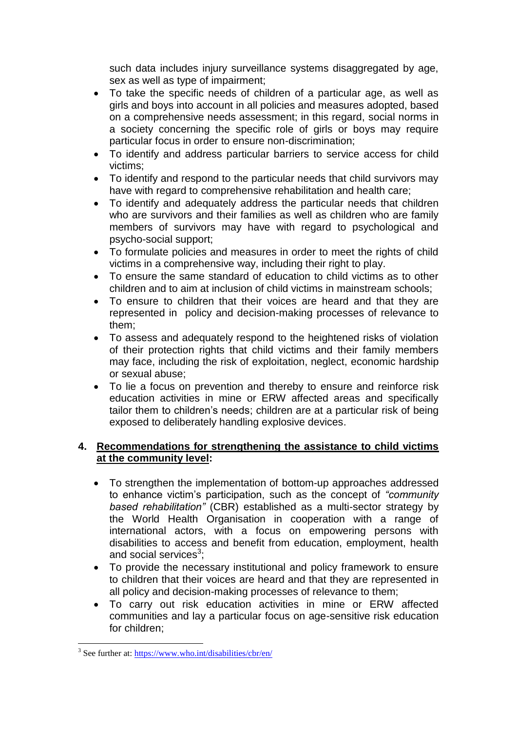such data includes injury surveillance systems disaggregated by age, sex as well as type of impairment;

- To take the specific needs of children of a particular age, as well as girls and boys into account in all policies and measures adopted, based on a comprehensive needs assessment; in this regard, social norms in a society concerning the specific role of girls or boys may require particular focus in order to ensure non-discrimination;
- To identify and address particular barriers to service access for child victims;
- To identify and respond to the particular needs that child survivors may have with regard to comprehensive rehabilitation and health care;
- To identify and adequately address the particular needs that children who are survivors and their families as well as children who are family members of survivors may have with regard to psychological and psycho-social support;
- To formulate policies and measures in order to meet the rights of child victims in a comprehensive way, including their right to play.
- To ensure the same standard of education to child victims as to other children and to aim at inclusion of child victims in mainstream schools;
- To ensure to children that their voices are heard and that they are represented in policy and decision-making processes of relevance to them;
- To assess and adequately respond to the heightened risks of violation of their protection rights that child victims and their family members may face, including the risk of exploitation, neglect, economic hardship or sexual abuse;
- To lie a focus on prevention and thereby to ensure and reinforce risk education activities in mine or ERW affected areas and specifically tailor them to children's needs; children are at a particular risk of being exposed to deliberately handling explosive devices.

## 4. Recommendations for strengthening the assistance to child victims at the community level:

- To strengthen the implementation of bottom-up approaches addressed to enhance victim's participation, such as the concept of *"community based rehabilitation"* (CBR) established as a multi-sector strategy by the World Health Organisation in cooperation with a range of international actors, with a focus on empowering persons with disabilities to access and benefit from education, employment, health and social services[3];
- To provide the necessary institutional and policy framework to ensure to children that their voices are heard and that they are represented in all policy and decision-making processes of relevance to them;
- To carry out risk education activities in mine or ERW affected communities and lay a particular focus on age-sensitive risk education for children;

[3] See further at: https://www.who.int/disabilities/cbr/en/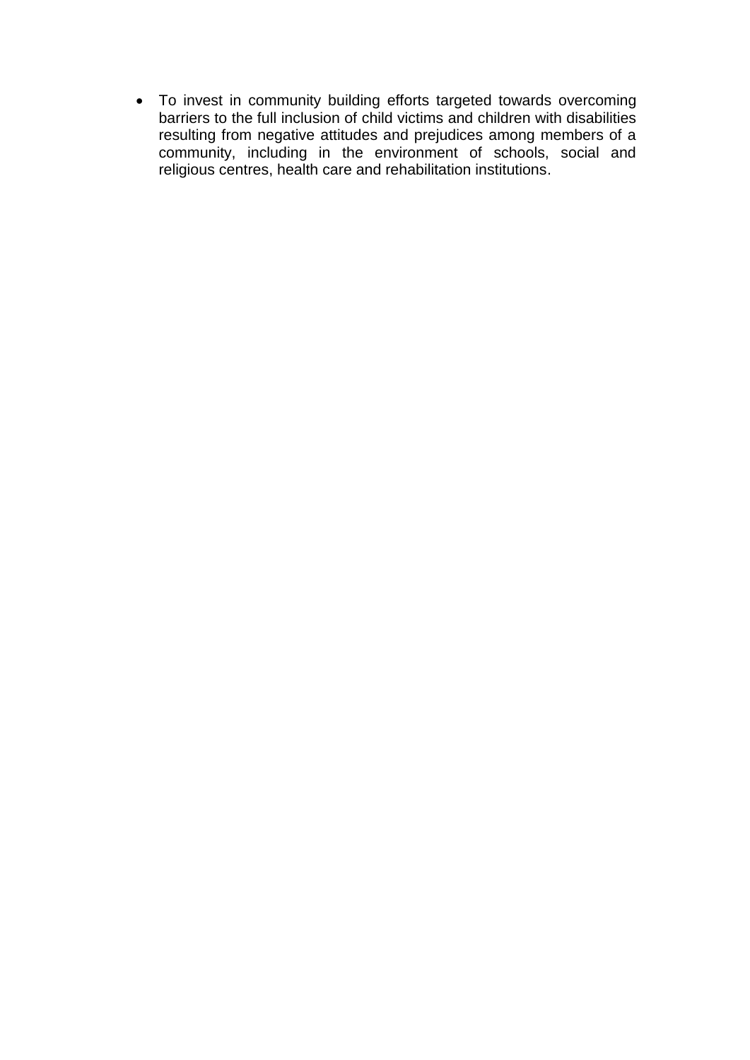- To invest in community building efforts targeted towards overcoming barriers to the full inclusion of child victims and children with disabilities resulting from negative attitudes and prejudices among members of a community, including in the environment of schools, social and religious centres, health care and rehabilitation institutions.